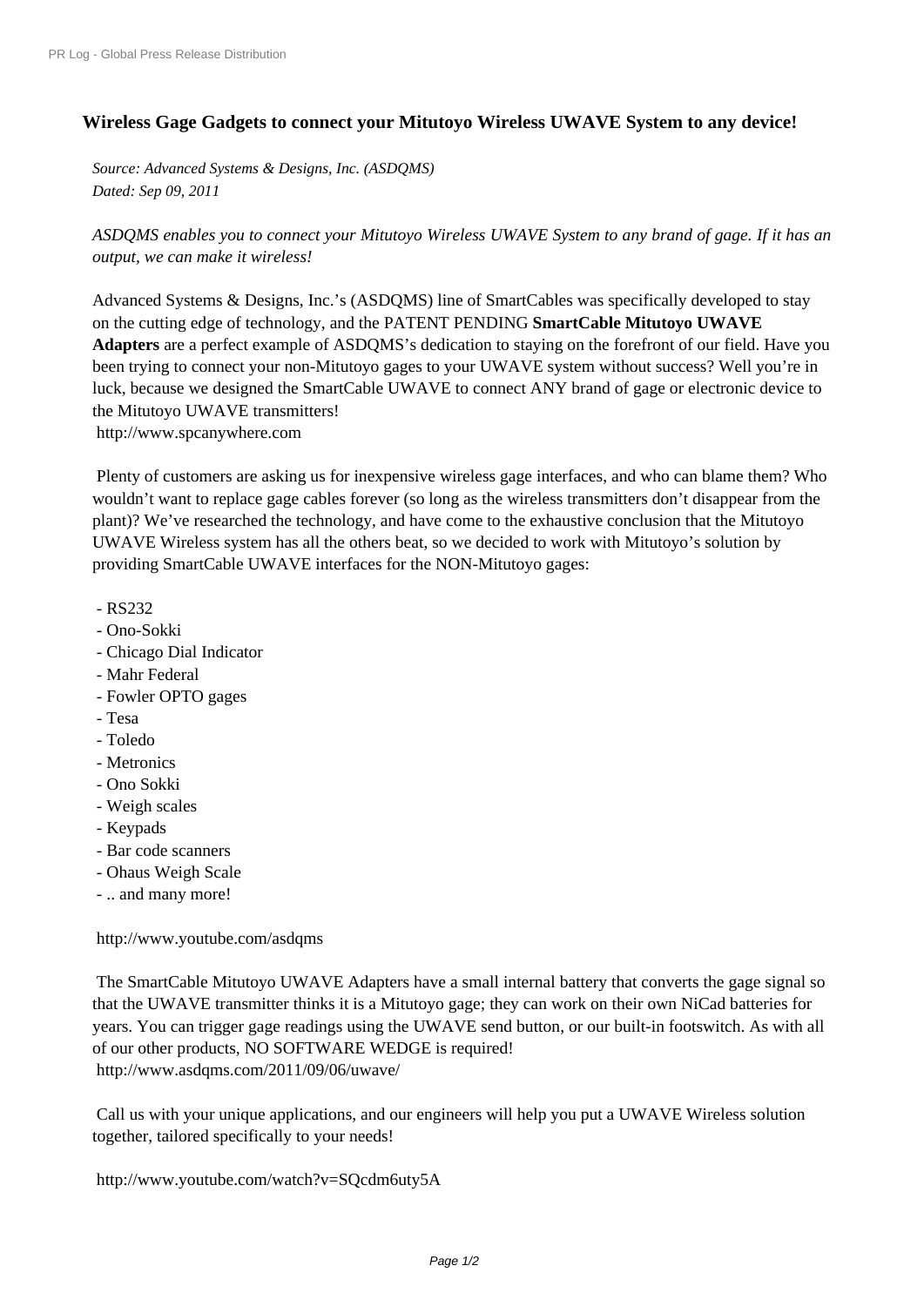## Wireless Gage Gadgets to connect your Mitutoyo Wireless UWAVE System to any device!

*Source: Advanced Systems & Designs, Inc. (ASDQMS)*
*Dated: Sep 09, 2011*

*ASDQMS enables you to connect your Mitutoyo Wireless UWAVE System to any brand of gage. If it has an output, we can make it wireless!*

Advanced Systems & Designs, Inc.'s (ASDQMS) line of SmartCables was specifically developed to stay on the cutting edge of technology, and the PATENT PENDING **SmartCable Mitutoyo UWAVE Adapters** are a perfect example of ASDQMS's dedication to staying on the forefront of our field. Have you been trying to connect your non-Mitutoyo gages to your UWAVE system without success? Well you're in luck, because we designed the SmartCable UWAVE to connect ANY brand of gage or electronic device to the Mitutoyo UWAVE transmitters!
http://www.spcanywhere.com

Plenty of customers are asking us for inexpensive wireless gage interfaces, and who can blame them? Who wouldn't want to replace gage cables forever (so long as the wireless transmitters don't disappear from the plant)? We've researched the technology, and have come to the exhaustive conclusion that the Mitutoyo UWAVE Wireless system has all the others beat, so we decided to work with Mitutoyo's solution by providing SmartCable UWAVE interfaces for the NON-Mitutoyo gages:

- RS232
- Ono-Sokki
- Chicago Dial Indicator
- Mahr Federal
- Fowler OPTO gages
- Tesa
- Toledo
- Metronics
- Ono Sokki
- Weigh scales
- Keypads
- Bar code scanners
- Ohaus Weigh Scale
- .. and many more!

http://www.youtube.com/asdqms

The SmartCable Mitutoyo UWAVE Adapters have a small internal battery that converts the gage signal so that the UWAVE transmitter thinks it is a Mitutoyo gage; they can work on their own NiCad batteries for years. You can trigger gage readings using the UWAVE send button, or our built-in footswitch. As with all of our other products, NO SOFTWARE WEDGE is required!
http://www.asdqms.com/2011/09/06/uwave/

Call us with your unique applications, and our engineers will help you put a UWAVE Wireless solution together, tailored specifically to your needs!

http://www.youtube.com/watch?v=SQcdm6uty5A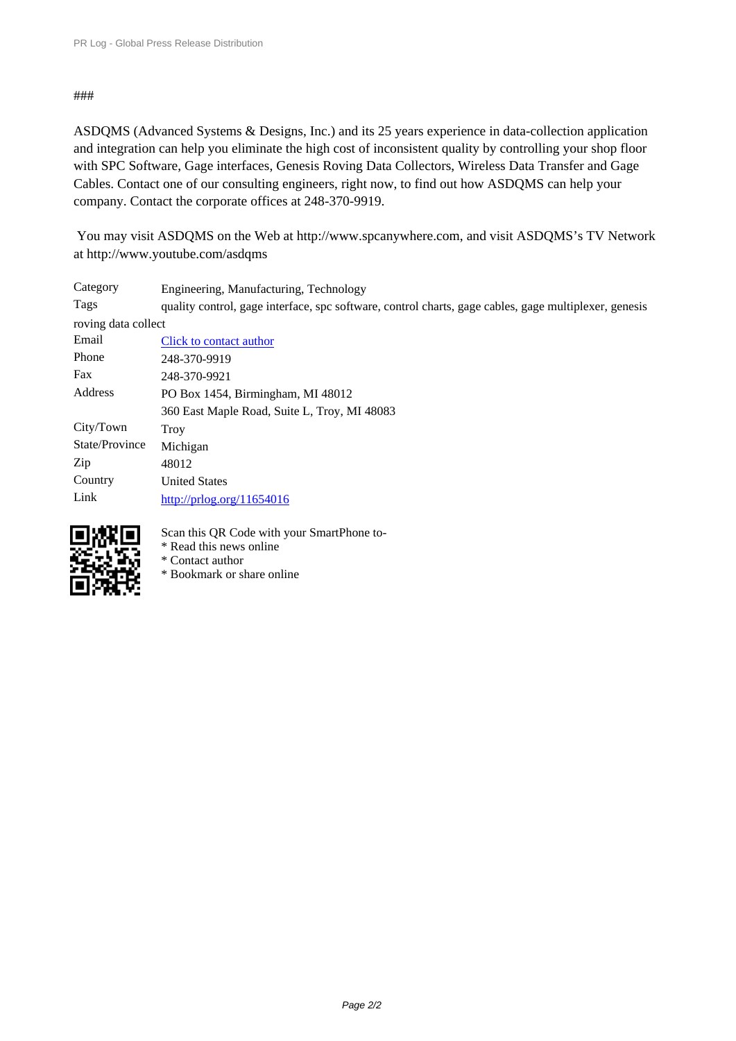###

ASDQMS (Advanced Systems & Designs, Inc.) and its 25 years experience in data-collection application and integration can help you eliminate the high cost of inconsistent quality by controlling your shop floor with SPC Software, Gage interfaces, Genesis Roving Data Collectors, Wireless Data Transfer and Gage Cables. Contact one of our consulting engineers, right now, to find out how ASDQMS can help your company. Contact the corporate offices at 248-370-9919.

You may visit ASDQMS on the Web at http://www.spcanywhere.com, and visit ASDQMS's TV Network at http://www.youtube.com/asdqms

| | |
|---|---|
| Category | Engineering, Manufacturing, Technology |
| Tags | quality control, gage interface, spc software, control charts, gage cables, gage multiplexer, genesis roving data collect |
| Email | Click to contact author |
| Phone | 248-370-9919 |
| Fax | 248-370-9921 |
| Address | PO Box 1454, Birmingham, MI 48012 |
| | 360 East Maple Road, Suite L, Troy, MI 48083 |
| City/Town | Troy |
| State/Province | Michigan |
| Zip | 48012 |
| Country | United States |
| Link | http://prlog.org/11654016 |

Scan this QR Code with your SmartPhone to-
* Read this news online
* Contact author
* Bookmark or share online